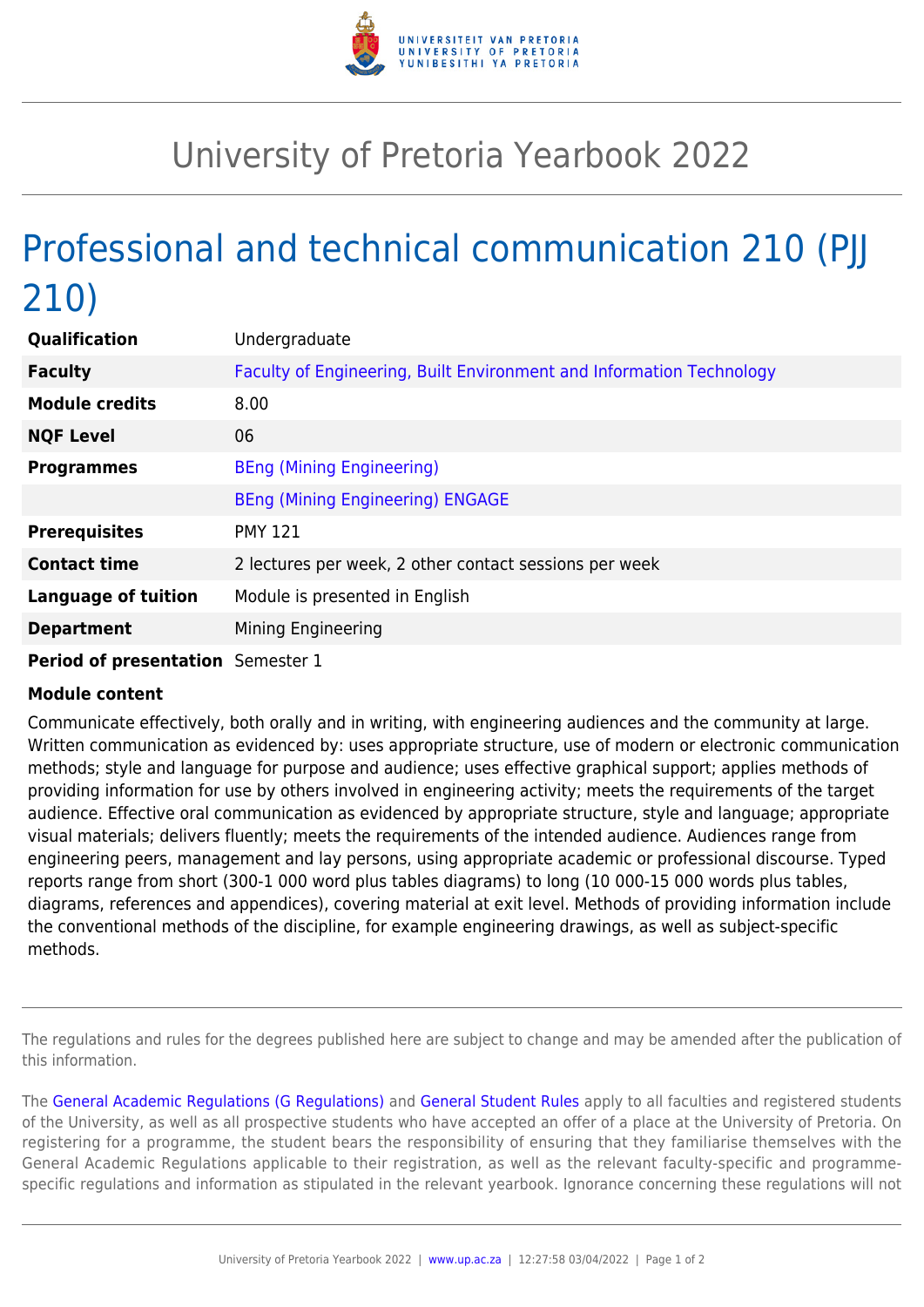# University of Pretoria Yearbook 2022

## Professional and technical communication 210 (PJJ 210)

| | |
|---|---|
| **Qualification** | Undergraduate |
| **Faculty** | Faculty of Engineering, Built Environment and Information Technology |
| **Module credits** | 8.00 |
| **NQF Level** | 06 |
| **Programmes** | BEng (Mining Engineering) |
| | BEng (Mining Engineering) ENGAGE |
| **Prerequisites** | PMY 121 |
| **Contact time** | 2 lectures per week, 2 other contact sessions per week |
| **Language of tuition** | Module is presented in English |
| **Department** | Mining Engineering |
| **Period of presentation** | Semester 1 |

**Module content**

Communicate effectively, both orally and in writing, with engineering audiences and the community at large. Written communication as evidenced by: uses appropriate structure, use of modern or electronic communication methods; style and language for purpose and audience; uses effective graphical support; applies methods of providing information for use by others involved in engineering activity; meets the requirements of the target audience. Effective oral communication as evidenced by appropriate structure, style and language; appropriate visual materials; delivers fluently; meets the requirements of the intended audience. Audiences range from engineering peers, management and lay persons, using appropriate academic or professional discourse. Typed reports range from short (300-1 000 word plus tables diagrams) to long (10 000-15 000 words plus tables, diagrams, references and appendices), covering material at exit level. Methods of providing information include the conventional methods of the discipline, for example engineering drawings, as well as subject-specific methods.

The regulations and rules for the degrees published here are subject to change and may be amended after the publication of this information.

The General Academic Regulations (G Regulations) and General Student Rules apply to all faculties and registered students of the University, as well as all prospective students who have accepted an offer of a place at the University of Pretoria. On registering for a programme, the student bears the responsibility of ensuring that they familiarise themselves with the General Academic Regulations applicable to their registration, as well as the relevant faculty-specific and programme-specific regulations and information as stipulated in the relevant yearbook. Ignorance concerning these regulations will not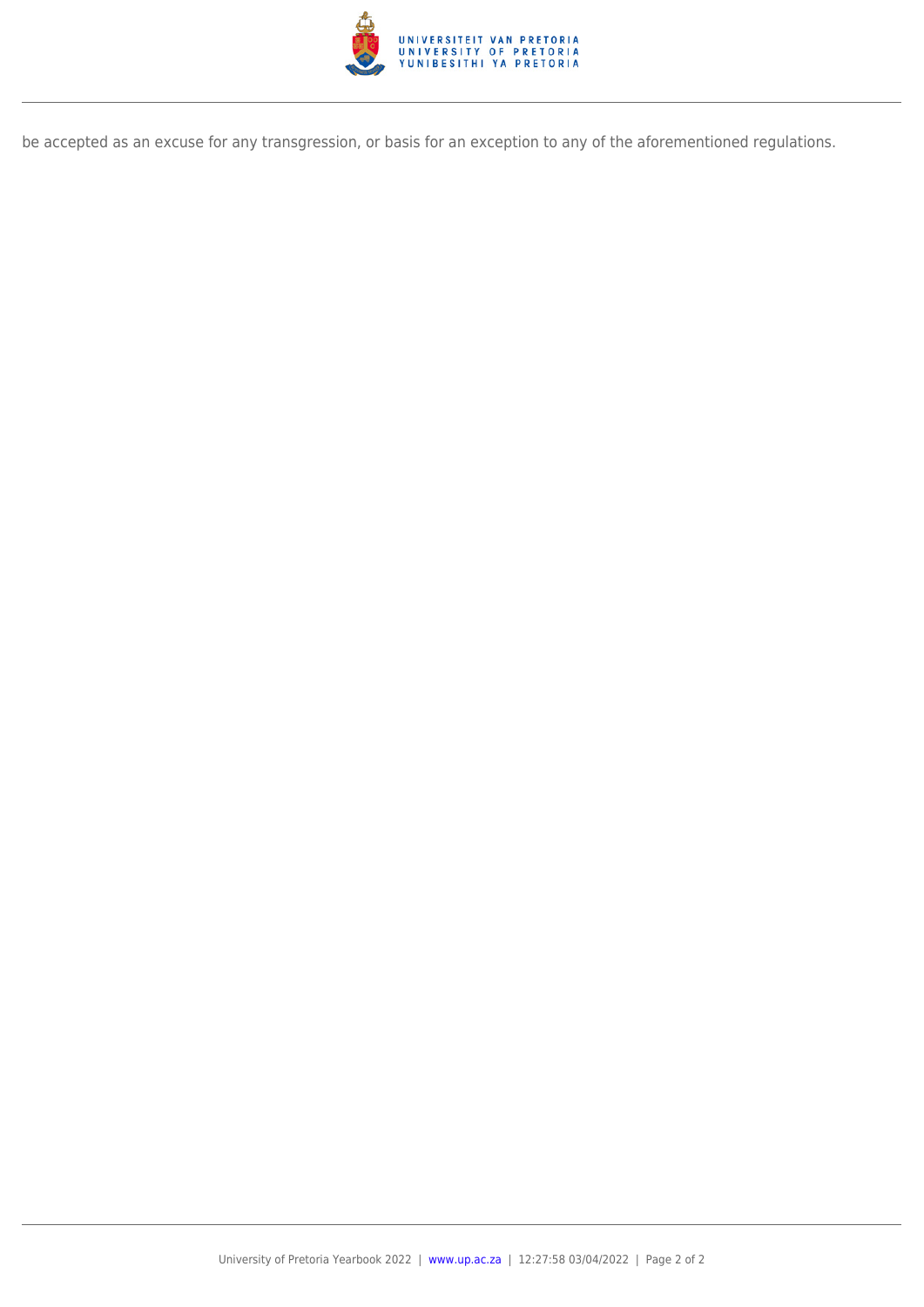be accepted as an excuse for any transgression, or basis for an exception to any of the aforementioned regulations.